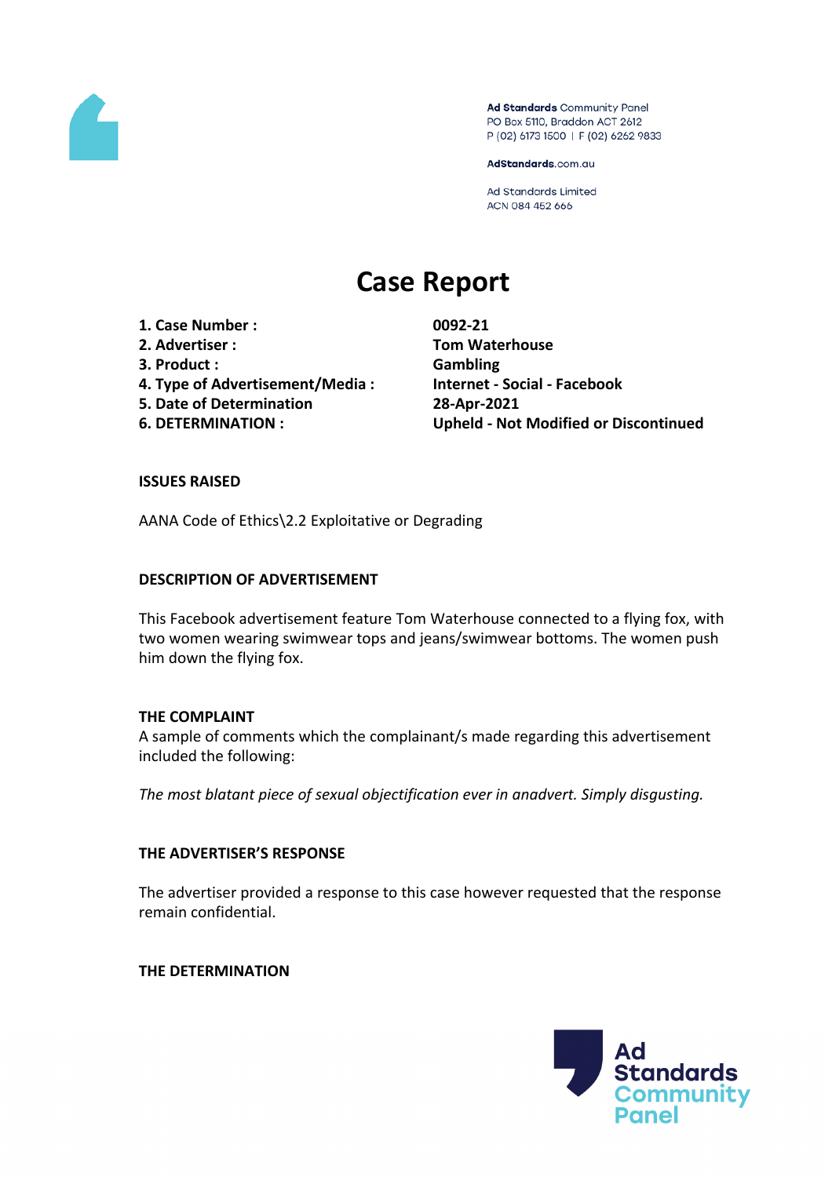Ad Standards Community Panel
PO Box 5110, Braddon ACT 2612
P (02) 6173 1500 | F (02) 6262 9833

AdStandards.com.au

Ad Standards Limited
ACN 084 452 666

# Case Report

| | |
|---|---|
| **1. Case Number :** | **0092-21** |
| **2. Advertiser :** | **Tom Waterhouse** |
| **3. Product :** | **Gambling** |
| **4. Type of Advertisement/Media :** | **Internet - Social - Facebook** |
| **5. Date of Determination** | **28-Apr-2021** |
| **6. DETERMINATION :** | **Upheld - Not Modified or Discontinued** |

### ISSUES RAISED

AANA Code of Ethics\2.2 Exploitative or Degrading

### DESCRIPTION OF ADVERTISEMENT

This Facebook advertisement feature Tom Waterhouse connected to a flying fox, with two women wearing swimwear tops and jeans/swimwear bottoms. The women push him down the flying fox.

### THE COMPLAINT

A sample of comments which the complainant/s made regarding this advertisement included the following:

*The most blatant piece of sexual objectification ever in anadvert. Simply disgusting.*

### THE ADVERTISER'S RESPONSE

The advertiser provided a response to this case however requested that the response remain confidential.

### THE DETERMINATION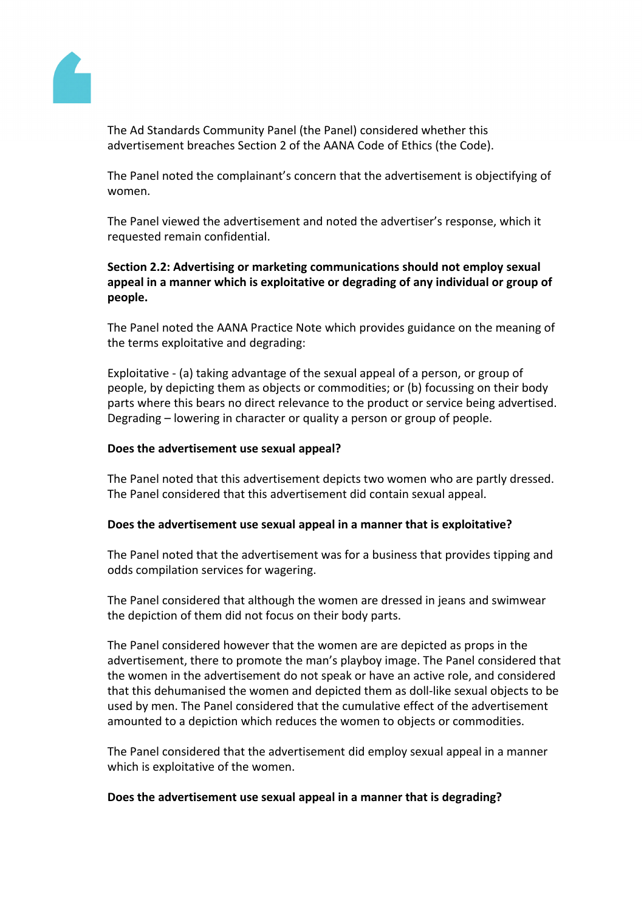The Ad Standards Community Panel (the Panel) considered whether this advertisement breaches Section 2 of the AANA Code of Ethics (the Code).

The Panel noted the complainant's concern that the advertisement is objectifying of women.

The Panel viewed the advertisement and noted the advertiser's response, which it requested remain confidential.

**Section 2.2: Advertising or marketing communications should not employ sexual appeal in a manner which is exploitative or degrading of any individual or group of people.**

The Panel noted the AANA Practice Note which provides guidance on the meaning of the terms exploitative and degrading:

Exploitative - (a) taking advantage of the sexual appeal of a person, or group of people, by depicting them as objects or commodities; or (b) focussing on their body parts where this bears no direct relevance to the product or service being advertised.
Degrading – lowering in character or quality a person or group of people.

**Does the advertisement use sexual appeal?**

The Panel noted that this advertisement depicts two women who are partly dressed. The Panel considered that this advertisement did contain sexual appeal.

**Does the advertisement use sexual appeal in a manner that is exploitative?**

The Panel noted that the advertisement was for a business that provides tipping and odds compilation services for wagering.

The Panel considered that although the women are dressed in jeans and swimwear the depiction of them did not focus on their body parts.

The Panel considered however that the women are are depicted as props in the advertisement, there to promote the man's playboy image. The Panel considered that the women in the advertisement do not speak or have an active role, and considered that this dehumanised the women and depicted them as doll-like sexual objects to be used by men. The Panel considered that the cumulative effect of the advertisement amounted to a depiction which reduces the women to objects or commodities.

The Panel considered that the advertisement did employ sexual appeal in a manner which is exploitative of the women.

**Does the advertisement use sexual appeal in a manner that is degrading?**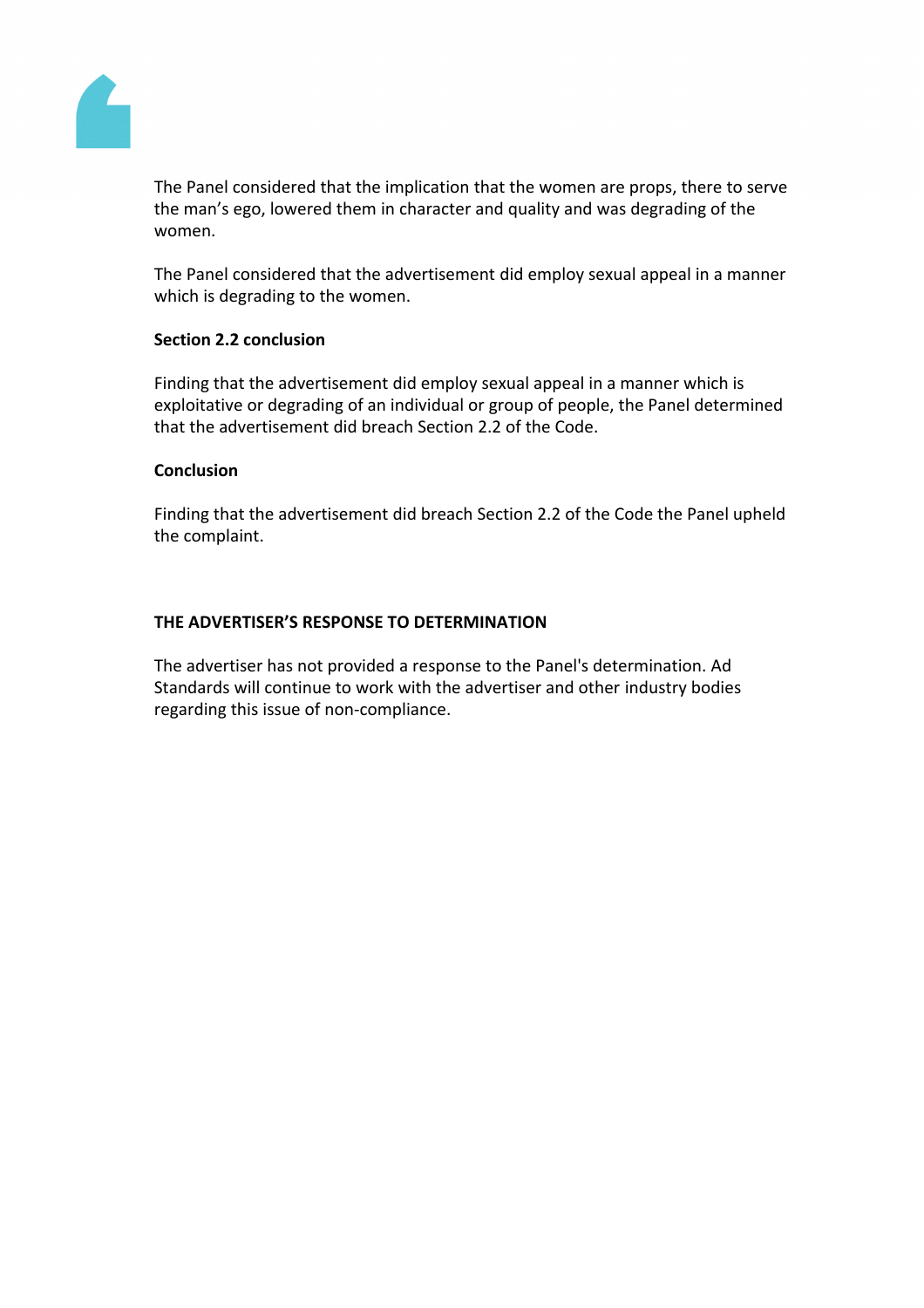The Panel considered that the implication that the women are props, there to serve the man's ego, lowered them in character and quality and was degrading of the women.

The Panel considered that the advertisement did employ sexual appeal in a manner which is degrading to the women.

**Section 2.2 conclusion**

Finding that the advertisement did employ sexual appeal in a manner which is exploitative or degrading of an individual or group of people, the Panel determined that the advertisement did breach Section 2.2 of the Code.

**Conclusion**

Finding that the advertisement did breach Section 2.2 of the Code the Panel upheld the complaint.

**THE ADVERTISER'S RESPONSE TO DETERMINATION**

The advertiser has not provided a response to the Panel's determination. Ad Standards will continue to work with the advertiser and other industry bodies regarding this issue of non-compliance.